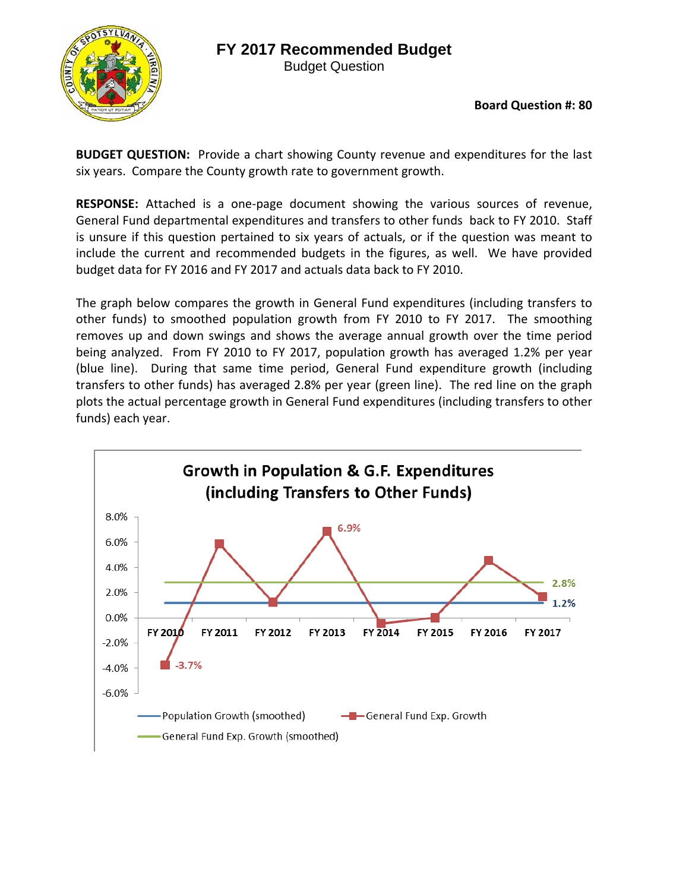# FY 2017 Recommended Budget

Budget Question

**Board Question #: 80**

**BUDGET QUESTION:** Provide a chart showing County revenue and expenditures for the last six years. Compare the County growth rate to government growth.

**RESPONSE:** Attached is a one-page document showing the various sources of revenue, General Fund departmental expenditures and transfers to other funds back to FY 2010. Staff is unsure if this question pertained to six years of actuals, or if the question was meant to include the current and recommended budgets in the figures, as well. We have provided budget data for FY 2016 and FY 2017 and actuals data back to FY 2010.

The graph below compares the growth in General Fund expenditures (including transfers to other funds) to smoothed population growth from FY 2010 to FY 2017. The smoothing removes up and down swings and shows the average annual growth over the time period being analyzed. From FY 2010 to FY 2017, population growth has averaged 1.2% per year (blue line). During that same time period, General Fund expenditure growth (including transfers to other funds) has averaged 2.8% per year (green line). The red line on the graph plots the actual percentage growth in General Fund expenditures (including transfers to other funds) each year.

**Growth in Population & G.F. Expenditures (including Transfers to Other Funds)**

| | FY 2010 | FY 2011 | FY 2012 | FY 2013 | FY 2014 | FY 2015 | FY 2016 | FY 2017 |
|---|---|---|---|---|---|---|---|---|
| General Fund Exp. Growth | -3.7% | | | 6.9% | | | | |
| General Fund Exp. Growth (smoothed) | | | | | | | | 2.8% |
| Population Growth (smoothed) | | | | | | | | 1.2% |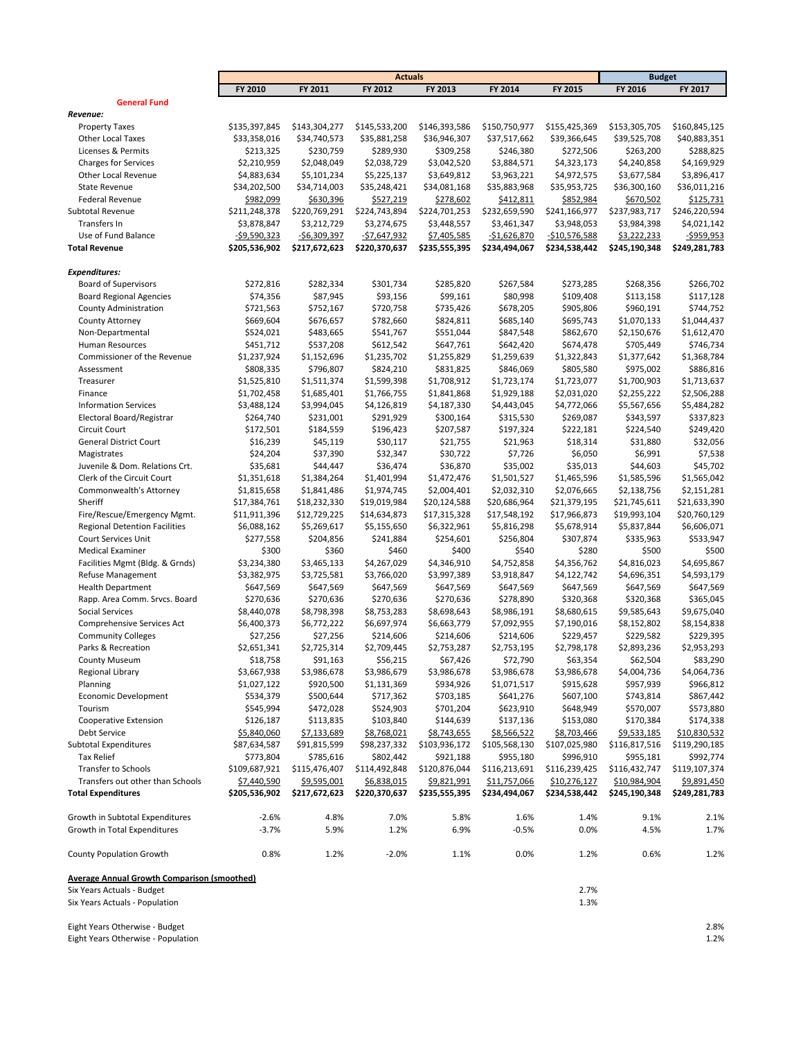| | Actuals | | | | | | Budget | |
|---|---|---|---|---|---|---|---|---|
| | FY 2010 | FY 2011 | FY 2012 | FY 2013 | FY 2014 | FY 2015 | FY 2016 | FY 2017 |
| **General Fund** | | | | | | | | |
| ***Revenue:*** | | | | | | | | |
| Property Taxes | $135,397,845 | $143,304,277 | $145,533,200 | $146,393,586 | $150,750,977 | $155,425,369 | $153,305,705 | $160,845,125 |
| Other Local Taxes | $33,358,016 | $34,740,573 | $35,881,258 | $36,946,307 | $37,517,662 | $39,366,645 | $39,525,708 | $40,883,351 |
| Licenses & Permits | $213,325 | $230,759 | $289,930 | $309,258 | $246,380 | $272,506 | $263,200 | $288,825 |
| Charges for Services | $2,210,959 | $2,048,049 | $2,038,729 | $3,042,520 | $3,884,571 | $4,323,173 | $4,240,858 | $4,169,929 |
| Other Local Revenue | $4,883,634 | $5,101,234 | $5,225,137 | $3,649,812 | $3,963,221 | $4,972,575 | $3,677,584 | $3,896,417 |
| State Revenue | $34,202,500 | $34,714,003 | $35,248,421 | $34,081,168 | $35,883,968 | $35,953,725 | $36,300,160 | $36,011,216 |
| Federal Revenue | $982,099 | $630,396 | $527,219 | $278,602 | $412,811 | $852,984 | $670,502 | $125,731 |
| Subtotal Revenue | $211,248,378 | $220,769,291 | $224,743,894 | $224,701,253 | $232,659,590 | $241,166,977 | $237,983,717 | $246,220,594 |
| Transfers In | $3,878,847 | $3,212,729 | $3,274,675 | $3,448,557 | $3,461,347 | $3,948,053 | $3,984,398 | $4,021,142 |
| Use of Fund Balance | -$9,590,323 | -$6,309,397 | -$7,647,932 | $7,405,585 | -$1,626,870 | -$10,576,588 | $3,222,233 | -$959,953 |
| **Total Revenue** | **$205,536,902** | **$217,672,623** | **$220,370,637** | **$235,555,395** | **$234,494,067** | **$234,538,442** | **$245,190,348** | **$249,281,783** |
| | | | | | | | | |
| ***Expenditures:*** | | | | | | | | |
| Board of Supervisors | $272,816 | $282,334 | $301,734 | $285,820 | $267,584 | $273,285 | $268,356 | $266,702 |
| Board Regional Agencies | $74,356 | $87,945 | $93,156 | $99,161 | $80,998 | $109,408 | $113,158 | $117,128 |
| County Administration | $721,563 | $752,167 | $720,758 | $735,426 | $678,205 | $905,806 | $960,191 | $744,752 |
| County Attorney | $669,604 | $676,657 | $782,660 | $824,811 | $685,140 | $695,743 | $1,070,133 | $1,044,437 |
| Non-Departmental | $524,021 | $483,665 | $541,767 | $551,044 | $847,548 | $862,670 | $2,150,676 | $1,612,470 |
| Human Resources | $451,712 | $537,208 | $612,542 | $647,761 | $642,420 | $674,478 | $705,449 | $746,734 |
| Commissioner of the Revenue | $1,237,924 | $1,152,696 | $1,235,702 | $1,255,829 | $1,259,639 | $1,322,843 | $1,377,642 | $1,368,784 |
| Assessment | $808,335 | $796,807 | $824,210 | $831,825 | $846,069 | $805,580 | $975,002 | $886,816 |
| Treasurer | $1,525,810 | $1,511,374 | $1,599,398 | $1,708,912 | $1,723,174 | $1,723,077 | $1,700,903 | $1,713,637 |
| Finance | $1,702,458 | $1,685,401 | $1,766,755 | $1,841,868 | $1,929,188 | $2,031,020 | $2,255,222 | $2,506,288 |
| Information Services | $3,488,124 | $3,994,045 | $4,126,819 | $4,187,330 | $4,443,045 | $4,772,066 | $5,567,656 | $5,484,282 |
| Electoral Board/Registrar | $264,740 | $231,001 | $291,929 | $300,164 | $315,530 | $269,087 | $343,597 | $337,823 |
| Circuit Court | $172,501 | $184,559 | $196,423 | $207,587 | $197,324 | $222,181 | $224,540 | $249,420 |
| General District Court | $16,239 | $45,119 | $30,117 | $21,755 | $21,963 | $18,314 | $31,880 | $32,056 |
| Magistrates | $24,204 | $37,390 | $32,347 | $30,722 | $7,726 | $6,050 | $6,991 | $7,538 |
| Juvenile & Dom. Relations Crt. | $35,681 | $44,447 | $36,474 | $36,870 | $35,002 | $35,013 | $44,603 | $45,702 |
| Clerk of the Circuit Court | $1,351,618 | $1,384,264 | $1,401,994 | $1,472,476 | $1,501,527 | $1,465,596 | $1,585,596 | $1,565,042 |
| Commonwealth's Attorney | $1,815,658 | $1,841,486 | $1,974,745 | $2,004,401 | $2,032,310 | $2,076,665 | $2,138,756 | $2,151,281 |
| Sheriff | $17,384,761 | $18,232,330 | $19,019,984 | $20,124,588 | $20,686,964 | $21,379,195 | $21,745,611 | $21,633,390 |
| Fire/Rescue/Emergency Mgmt. | $11,911,396 | $12,729,225 | $14,634,873 | $17,315,328 | $17,548,192 | $17,966,873 | $19,993,104 | $20,760,129 |
| Regional Detention Facilities | $6,088,162 | $5,269,617 | $5,155,650 | $6,322,961 | $5,816,298 | $5,678,914 | $5,837,844 | $6,606,071 |
| Court Services Unit | $277,558 | $204,856 | $241,884 | $254,601 | $256,804 | $307,874 | $335,963 | $533,947 |
| Medical Examiner | $300 | $360 | $460 | $400 | $540 | $280 | $500 | $500 |
| Facilities Mgmt (Bldg. & Grnds) | $3,234,380 | $3,465,133 | $4,267,029 | $4,346,910 | $4,752,858 | $4,356,762 | $4,816,023 | $4,695,867 |
| Refuse Management | $3,382,975 | $3,725,581 | $3,766,020 | $3,997,389 | $3,918,847 | $4,122,742 | $4,696,351 | $4,593,179 |
| Health Department | $647,569 | $647,569 | $647,569 | $647,569 | $647,569 | $647,569 | $647,569 | $647,569 |
| Rapp. Area Comm. Srvcs. Board | $270,636 | $270,636 | $270,636 | $270,636 | $278,890 | $320,368 | $320,368 | $365,045 |
| Social Services | $8,440,078 | $8,798,398 | $8,753,283 | $8,698,643 | $8,986,191 | $8,680,615 | $9,585,643 | $9,675,040 |
| Comprehensive Services Act | $6,400,373 | $6,772,222 | $6,697,974 | $6,663,779 | $7,092,955 | $7,190,016 | $8,152,802 | $8,154,838 |
| Community Colleges | $27,256 | $27,256 | $214,606 | $214,606 | $214,606 | $229,457 | $229,582 | $229,395 |
| Parks & Recreation | $2,651,341 | $2,725,314 | $2,709,445 | $2,753,287 | $2,753,195 | $2,798,178 | $2,893,236 | $2,953,293 |
| County Museum | $18,758 | $91,163 | $56,215 | $67,426 | $72,790 | $63,354 | $62,504 | $83,290 |
| Regional Library | $3,667,938 | $3,986,678 | $3,986,679 | $3,986,678 | $3,986,678 | $3,986,678 | $4,004,736 | $4,064,736 |
| Planning | $1,027,122 | $920,500 | $1,131,369 | $934,926 | $1,071,517 | $915,628 | $957,939 | $966,812 |
| Economic Development | $534,379 | $500,644 | $717,362 | $703,185 | $641,276 | $607,100 | $743,814 | $867,442 |
| Tourism | $545,994 | $472,028 | $524,903 | $701,204 | $623,910 | $648,949 | $570,007 | $573,880 |
| Cooperative Extension | $126,187 | $113,835 | $103,840 | $144,639 | $137,136 | $153,080 | $170,384 | $174,338 |
| Debt Service | $5,840,060 | $7,133,689 | $8,768,021 | $8,743,655 | $8,566,522 | $8,703,466 | $9,533,185 | $10,830,532 |
| Subtotal Expenditures | $87,634,587 | $91,815,599 | $98,237,332 | $103,936,172 | $105,568,130 | $107,025,980 | $116,817,516 | $119,290,185 |
| Tax Relief | $773,804 | $785,616 | $802,442 | $921,188 | $955,180 | $996,910 | $955,181 | $992,774 |
| Transfer to Schools | $109,687,921 | $115,476,407 | $114,492,848 | $120,876,044 | $116,213,691 | $116,239,425 | $116,432,747 | $119,107,374 |
| Transfers out other than Schools | $7,440,590 | $9,595,001 | $6,838,015 | $9,821,991 | $11,757,066 | $10,276,127 | $10,984,904 | $9,891,450 |
| **Total Expenditures** | **$205,536,902** | **$217,672,623** | **$220,370,637** | **$235,555,395** | **$234,494,067** | **$234,538,442** | **$245,190,348** | **$249,281,783** |
| | | | | | | | | |
| Growth in Subtotal Expenditures | -2.6% | 4.8% | 7.0% | 5.8% | 1.6% | 1.4% | 9.1% | 2.1% |
| Growth in Total Expenditures | -3.7% | 5.9% | 1.2% | 6.9% | -0.5% | 0.0% | 4.5% | 1.7% |
| | | | | | | | | |
| County Population Growth | 0.8% | 1.2% | -2.0% | 1.1% | 0.0% | 1.2% | 0.6% | 1.2% |
| | | | | | | | | |
| **Average Annual Growth Comparison (smoothed)** | | | | | | | | |
| Six Years Actuals - Budget | | | | | | 2.7% | | |
| Six Years Actuals - Population | | | | | | 1.3% | | |
| | | | | | | | | |
| Eight Years Otherwise - Budget | | | | | | | | 2.8% |
| Eight Years Otherwise - Population | | | | | | | | 1.2% |